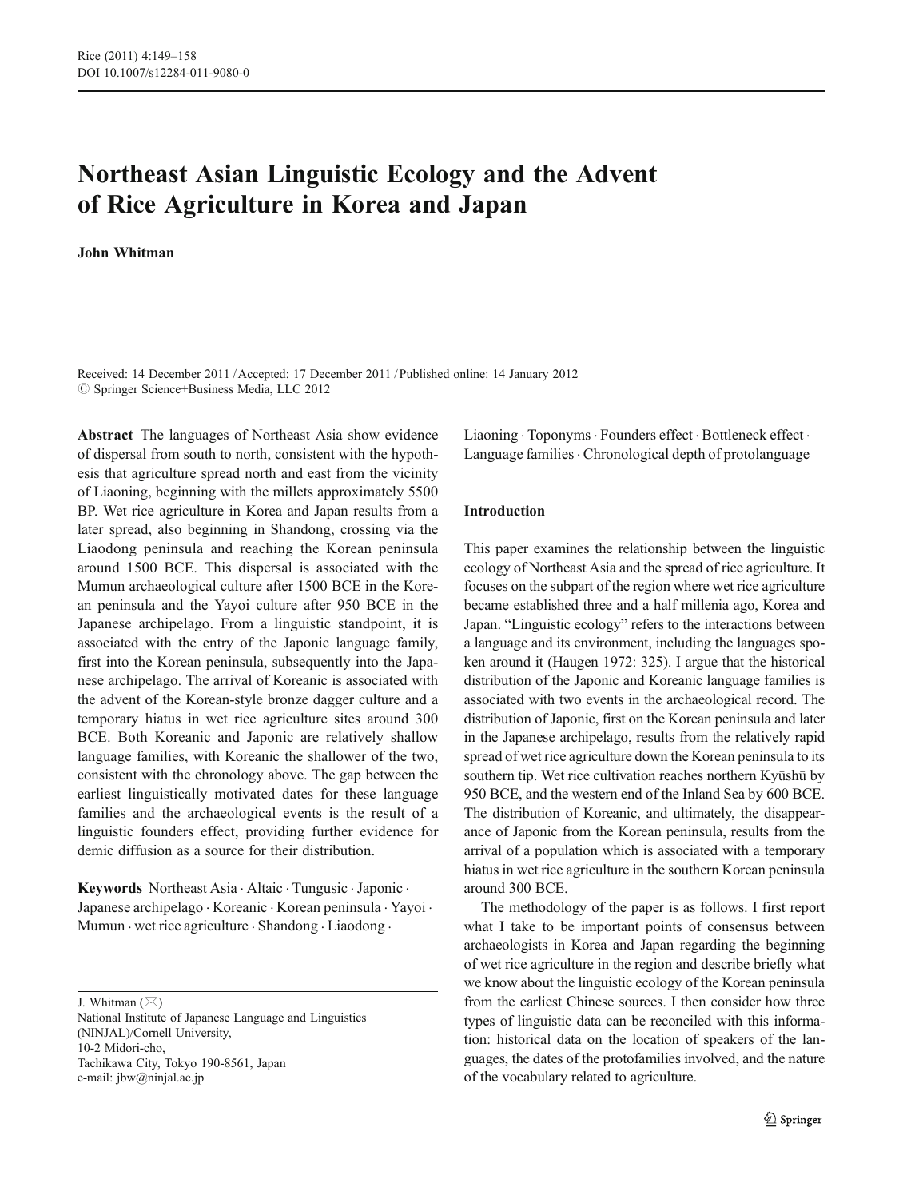# Northeast Asian Linguistic Ecology and the Advent of Rice Agriculture in Korea and Japan

**John Whitman**

Received: 14 December 2011 / Accepted: 17 December 2011 / Published online: 14 January 2012
© Springer Science+Business Media, LLC 2012

**Abstract** The languages of Northeast Asia show evidence of dispersal from south to north, consistent with the hypothesis that agriculture spread north and east from the vicinity of Liaoning, beginning with the millets approximately 5500 BP. Wet rice agriculture in Korea and Japan results from a later spread, also beginning in Shandong, crossing via the Liaodong peninsula and reaching the Korean peninsula around 1500 BCE. This dispersal is associated with the Mumun archaeological culture after 1500 BCE in the Korean peninsula and the Yayoi culture after 950 BCE in the Japanese archipelago. From a linguistic standpoint, it is associated with the entry of the Japonic language family, first into the Korean peninsula, subsequently into the Japanese archipelago. The arrival of Koreanic is associated with the advent of the Korean-style bronze dagger culture and a temporary hiatus in wet rice agriculture sites around 300 BCE. Both Koreanic and Japonic are relatively shallow language families, with Koreanic the shallower of the two, consistent with the chronology above. The gap between the earliest linguistically motivated dates for these language families and the archaeological events is the result of a linguistic founders effect, providing further evidence for demic diffusion as a source for their distribution.

**Keywords** Northeast Asia · Altaic · Tunguşic · Japonic · Japanese archipelago · Koreanic · Korean peninsula · Yayoi · Mumun · wet rice agriculture · Shandong · Liaodong · Liaoning · Toponyms · Founders effect · Bottleneck effect · Language families · Chronological depth of protolanguage

J. Whitman (✉)
National Institute of Japanese Language and Linguistics (NINJAL)/Cornell University,
10-2 Midori-cho,
Tachikawa City, Tokyo 190-8561, Japan
e-mail: jbw@ninjal.ac.jp

## Introduction

This paper examines the relationship between the linguistic ecology of Northeast Asia and the spread of rice agriculture. It focuses on the subpart of the region where wet rice agriculture became established three and a half millenia ago, Korea and Japan. "Linguistic ecology" refers to the interactions between a language and its environment, including the languages spoken around it (Haugen 1972: 325). I argue that the historical distribution of the Japonic and Koreanic language families is associated with two events in the archaeological record. The distribution of Japonic, first on the Korean peninsula and later in the Japanese archipelago, results from the relatively rapid spread of wet rice agriculture down the Korean peninsula to its southern tip. Wet rice cultivation reaches northern Kyūshū by 950 BCE, and the western end of the Inland Sea by 600 BCE. The distribution of Koreanic, and ultimately, the disappearance of Japonic from the Korean peninsula, results from the arrival of a population which is associated with a temporary hiatus in wet rice agriculture in the southern Korean peninsula around 300 BCE.

The methodology of the paper is as follows. I first report what I take to be important points of consensus between archaeologists in Korea and Japan regarding the beginning of wet rice agriculture in the region and describe briefly what we know about the linguistic ecology of the Korean peninsula from the earliest Chinese sources. I then consider how three types of linguistic data can be reconciled with this information: historical data on the location of speakers of the languages, the dates of the protofamilies involved, and the nature of the vocabulary related to agriculture.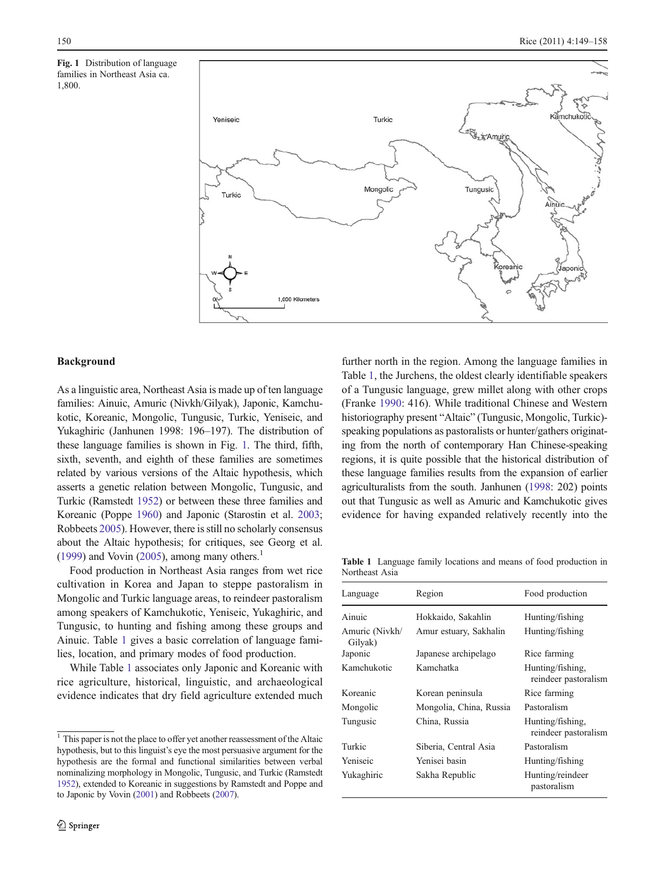Fig. 1 Distribution of language families in Northeast Asia ca. 1,800.

## Background

As a linguistic area, Northeast Asia is made up of ten language families: Ainuic, Amuric (Nivkh/Gilyak), Japonic, Kamchukotic, Koreanic, Mongolic, Tungusic, Turkic, Yeniseic, and Yukaghiric (Janhunen 1998: 196–197). The distribution of these language families is shown in Fig. 1. The third, fifth, sixth, seventh, and eighth of these families are sometimes related by various versions of the Altaic hypothesis, which asserts a genetic relation between Mongolic, Tungusic, and Turkic (Ramstedt 1952) or between these three families and Koreanic (Poppe 1960) and Japonic (Starostin et al. 2003; Robbeets 2005). However, there is still no scholarly consensus about the Altaic hypothesis; for critiques, see Georg et al. (1999) and Vovin (2005), among many others.[1]

Food production in Northeast Asia ranges from wet rice cultivation in Korea and Japan to steppe pastoralism in Mongolic and Turkic language areas, to reindeer pastoralism among speakers of Kamchukotic, Yeniseic, Yukaghiric, and Tungusic, to hunting and fishing among these groups and Ainuic. Table 1 gives a basic correlation of language families, location, and primary modes of food production.

While Table 1 associates only Japonic and Koreanic with rice agriculture, historical, linguistic, and archaeological evidence indicates that dry field agriculture extended much further north in the region. Among the language families in Table 1, the Jurchens, the oldest clearly identifiable speakers of a Tungusic language, grew millet along with other crops (Franke 1990: 416). While traditional Chinese and Western historiography present "Altaic" (Tungusic, Mongolic, Turkic)-speaking populations as pastoralists or hunter/gathers originating from the north of contemporary Han Chinese-speaking regions, it is quite possible that the historical distribution of these language families results from the expansion of earlier agriculturalists from the south. Janhunen (1998: 202) points out that Tungusic as well as Amuric and Kamchukotic gives evidence for having expanded relatively recently into the

Table 1 Language family locations and means of food production in Northeast Asia

| Language | Region | Food production |
|---|---|---|
| Ainuic | Hokkaido, Sakahlin | Hunting/fishing |
| Amuric (Nivkh/Gilyak) | Amur estuary, Sakhalin | Hunting/fishing |
| Japonic | Japanese archipelago | Rice farming |
| Kamchukotic | Kamchatka | Hunting/fishing, reindeer pastoralism |
| Koreanic | Korean peninsula | Rice farming |
| Mongolic | Mongolia, China, Russia | Pastoralism |
| Tungusic | China, Russia | Hunting/fishing, reindeer pastoralism |
| Turkic | Siberia, Central Asia | Pastoralism |
| Yeniseic | Yenisei basin | Hunting/fishing |
| Yukaghiric | Sakha Republic | Hunting/reindeer pastoralism |

[1] This paper is not the place to offer yet another reassessment of the Altaic hypothesis, but to this linguist's eye the most persuasive argument for the hypothesis are the formal and functional similarities between verbal nominalizing morphology in Mongolic, Tungusic, and Turkic (Ramstedt 1952), extended to Koreanic in suggestions by Ramstedt and Poppe and to Japonic by Vovin (2001) and Robbeets (2007).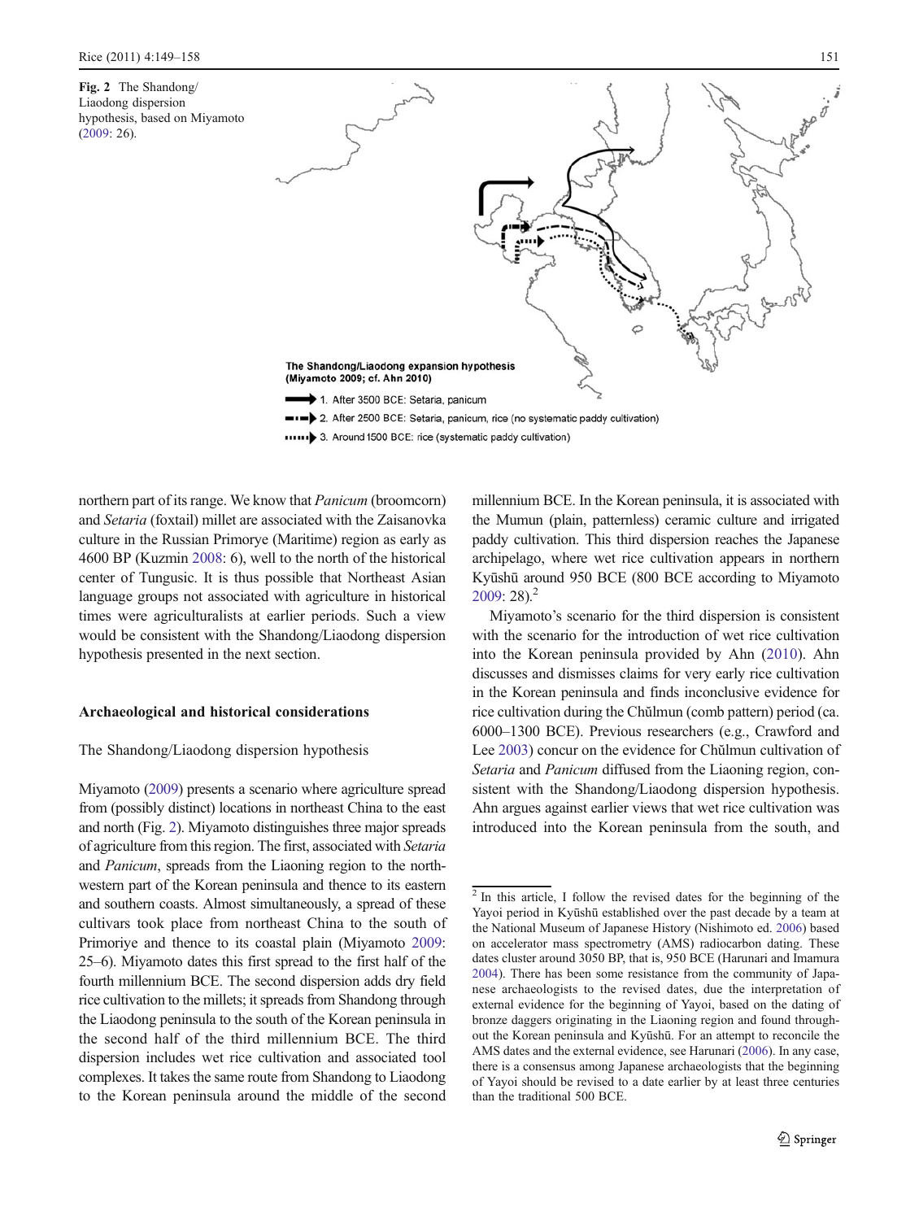Fig. 2 The Shandong/Liaodong dispersion hypothesis, based on Miyamoto (2009: 26).

The Shandong/Liaodong expansion hypothesis (Miyamoto 2009; cf. Ahn 2010)

1. After 3500 BCE: Setaria, panicum
2. After 2500 BCE: Setaria, panicum, rice (no systematic paddy cultivation)
3. Around 1500 BCE: rice (systematic paddy cultivation)

northern part of its range. We know that *Panicum* (broomcorn) and *Setaria* (foxtail) millet are associated with the Zaisanovka culture in the Russian Primorye (Maritime) region as early as 4600 BP (Kuzmin 2008: 6), well to the north of the historical center of Tungusic. It is thus possible that Northeast Asian language groups not associated with agriculture in historical times were agriculturalists at earlier periods. Such a view would be consistent with the Shandong/Liaodong dispersion hypothesis presented in the next section.

## Archaeological and historical considerations

### The Shandong/Liaodong dispersion hypothesis

Miyamoto (2009) presents a scenario where agriculture spread from (possibly distinct) locations in northeast China to the east and north (Fig. 2). Miyamoto distinguishes three major spreads of agriculture from this region. The first, associated with *Setaria* and *Panicum*, spreads from the Liaoning region to the northwestern part of the Korean peninsula and thence to its eastern and southern coasts. Almost simultaneously, a spread of these cultivars took place from northeast China to the south of Primoriye and thence to its coastal plain (Miyamoto 2009: 25–6). Miyamoto dates this first spread to the first half of the fourth millennium BCE. The second dispersion adds dry field rice cultivation to the millets; it spreads from Shandong through the Liaodong peninsula to the south of the Korean peninsula in the second half of the third millennium BCE. The third dispersion includes wet rice cultivation and associated tool complexes. It takes the same route from Shandong to Liaodong to the Korean peninsula around the middle of the second millennium BCE. In the Korean peninsula, it is associated with the Mumun (plain, patternless) ceramic culture and irrigated paddy cultivation. This third dispersion reaches the Japanese archipelago, where wet rice cultivation appears in northern Kyūshū around 950 BCE (800 BCE according to Miyamoto 2009: 28).[2]

Miyamoto's scenario for the third dispersion is consistent with the scenario for the introduction of wet rice cultivation into the Korean peninsula provided by Ahn (2010). Ahn discusses and dismisses claims for very early rice cultivation in the Korean peninsula and finds inconclusive evidence for rice cultivation during the Chŭlmun (comb pattern) period (ca. 6000–1300 BCE). Previous researchers (e.g., Crawford and Lee 2003) concur on the evidence for Chŭlmun cultivation of *Setaria* and *Panicum* diffused from the Liaoning region, consistent with the Shandong/Liaodong dispersion hypothesis. Ahn argues against earlier views that wet rice cultivation was introduced into the Korean peninsula from the south, and

[2] In this article, I follow the revised dates for the beginning of the Yayoi period in Kyūshū established over the past decade by a team at the National Museum of Japanese History (Nishimoto ed. 2006) based on accelerator mass spectrometry (AMS) radiocarbon dating. These dates cluster around 3050 BP, that is, 950 BCE (Harunari and Imamura 2004). There has been some resistance from the community of Japanese archaeologists to the revised dates, due the interpretation of external evidence for the beginning of Yayoi, based on the dating of bronze daggers originating in the Liaoning region and found throughout the Korean peninsula and Kyūshū. For an attempt to reconcile the AMS dates and the external evidence, see Harunari (2006). In any case, there is a consensus among Japanese archaeologists that the beginning of Yayoi should be revised to a date earlier by at least three centuries than the traditional 500 BCE.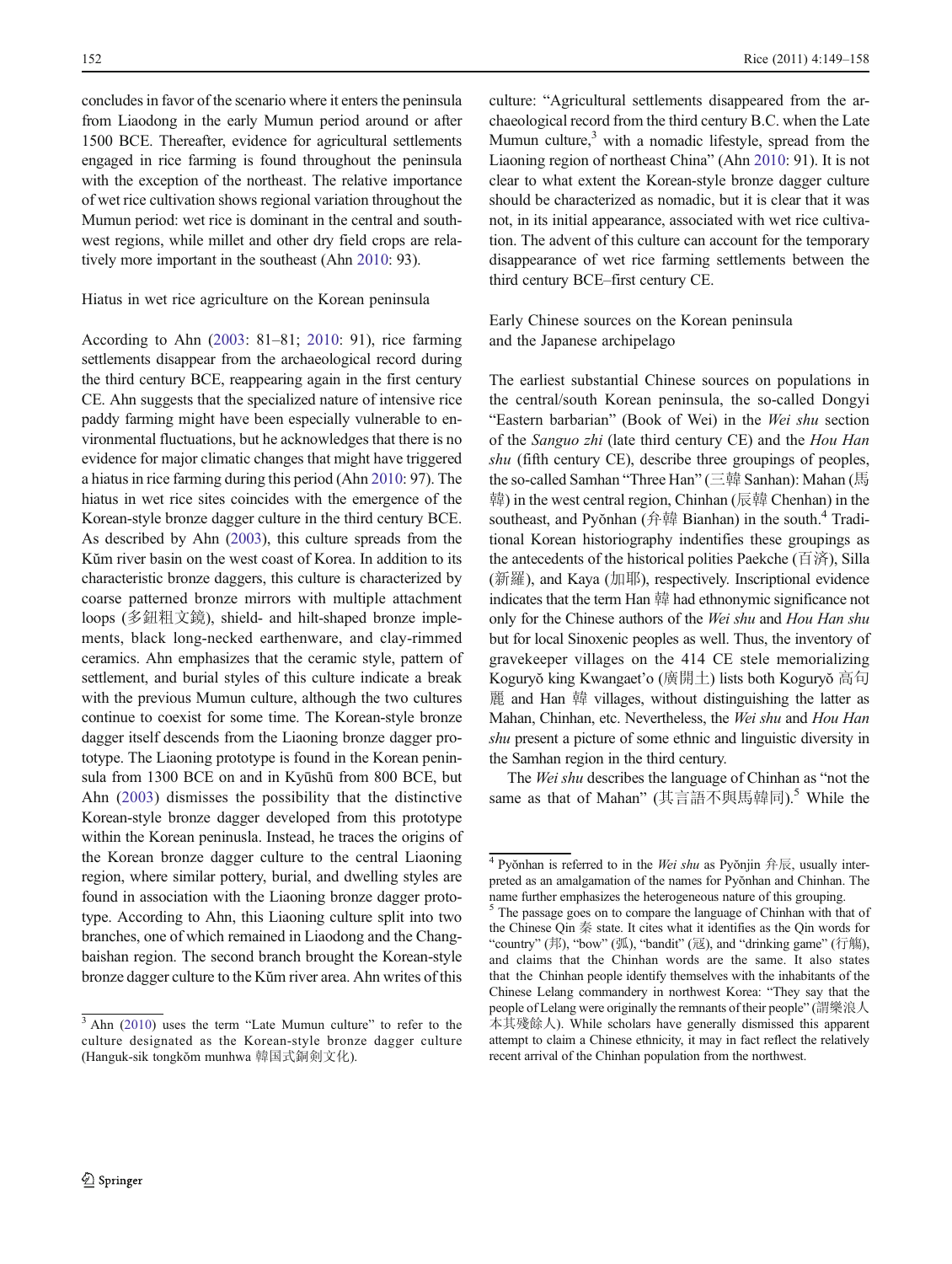concludes in favor of the scenario where it enters the peninsula from Liaodong in the early Mumun period around or after 1500 BCE. Thereafter, evidence for agricultural settlements engaged in rice farming is found throughout the peninsula with the exception of the northeast. The relative importance of wet rice cultivation shows regional variation throughout the Mumun period: wet rice is dominant in the central and southwest regions, while millet and other dry field crops are relatively more important in the southeast (Ahn 2010: 93).

## Hiatus in wet rice agriculture on the Korean peninsula

According to Ahn (2003: 81–81; 2010: 91), rice farming settlements disappear from the archaeological record during the third century BCE, reappearing again in the first century CE. Ahn suggests that the specialized nature of intensive rice paddy farming might have been especially vulnerable to environmental fluctuations, but he acknowledges that there is no evidence for major climatic changes that might have triggered a hiatus in rice farming during this period (Ahn 2010: 97). The hiatus in wet rice sites coincides with the emergence of the Korean-style bronze dagger culture in the third century BCE. As described by Ahn (2003), this culture spreads from the Kŭm river basin on the west coast of Korea. In addition to its characteristic bronze daggers, this culture is characterized by coarse patterned bronze mirrors with multiple attachment loops (多鈕粗文鏡), shield- and hilt-shaped bronze implements, black long-necked earthenware, and clay-rimmed ceramics. Ahn emphasizes that the ceramic style, pattern of settlement, and burial styles of this culture indicate a break with the previous Mumun culture, although the two cultures continue to coexist for some time. The Korean-style bronze dagger itself descends from the Liaoning bronze dagger prototype. The Liaoning prototype is found in the Korean peninsula from 1300 BCE on and in Kyūshū from 800 BCE, but Ahn (2003) dismisses the possibility that the distinctive Korean-style bronze dagger developed from this prototype within the Korean peninusla. Instead, he traces the origins of the Korean bronze dagger culture to the central Liaoning region, where similar pottery, burial, and dwelling styles are found in association with the Liaoning bronze dagger prototype. According to Ahn, this Liaoning culture split into two branches, one of which remained in Liaodong and the Changbaishan region. The second branch brought the Korean-style bronze dagger culture to the Kŭm river area. Ahn writes of this culture: "Agricultural settlements disappeared from the archaeological record from the third century B.C. when the Late Mumun culture,[3] with a nomadic lifestyle, spread from the Liaoning region of northeast China" (Ahn 2010: 91). It is not clear to what extent the Korean-style bronze dagger culture should be characterized as nomadic, but it is clear that it was not, in its initial appearance, associated with wet rice cultivation. The advent of this culture can account for the temporary disappearance of wet rice farming settlements between the third century BCE–first century CE.

## Early Chinese sources on the Korean peninsula and the Japanese archipelago

The earliest substantial Chinese sources on populations in the central/south Korean peninsula, the so-called Dongyi "Eastern barbarian" (Book of Wei) in the *Wei shu* section of the *Sanguo zhi* (late third century CE) and the *Hou Han shu* (fifth century CE), describe three groupings of peoples, the so-called Samhan "Three Han" (三韓 Sanhan): Mahan (馬韓) in the west central region, Chinhan (辰韓 Chenhan) in the southeast, and Pyŏnhan (弁韓 Bianhan) in the south.[4] Traditional Korean historiography indentifies these groupings as the antecedents of the historical polities Paekche (百済), Silla (新羅), and Kaya (加耶), respectively. Inscriptional evidence indicates that the term Han 韓 had ethnonymic significance not only for the Chinese authors of the *Wei shu* and *Hou Han shu* but for local Sinoxenic peoples as well. Thus, the inventory of gravekeeper villages on the 414 CE stele memorializing Koguryŏ king Kwangaet'o (廣開土) lists both Koguryŏ 高句麗 and Han 韓 villages, without distinguishing the latter as Mahan, Chinhan, etc. Nevertheless, the *Wei shu* and *Hou Han shu* present a picture of some ethnic and linguistic diversity in the Samhan region in the third century.

The *Wei shu* describes the language of Chinhan as "not the same as that of Mahan" (其言語不與馬韓同).[5] While the

---

[3] Ahn (2010) uses the term "Late Mumun culture" to refer to the culture designated as the Korean-style bronze dagger culture (Hanguk-sik tongkŏm munhwa 韓国式銅剣文化).

[4] Pyŏnhan is referred to in the *Wei shu* as Pyŏnjin 弁辰, usually interpreted as an amalgamation of the names for Pyŏnhan and Chinhan. The name further emphasizes the heterogeneous nature of this grouping.

[5] The passage goes on to compare the language of Chinhan with that of the Chinese Qin 秦 state. It cites what it identifies as the Qin words for "country" (邦), "bow" (弧), "bandit" (寇), and "drinking game" (行觴), and claims that the Chinhan words are the same. It also states that the Chinhan people identify themselves with the inhabitants of the Chinese Lelang commandery in northwest Korea: "They say that the people of Lelang were originally the remnants of their people" (謂樂浪人本其殘餘人). While scholars have generally dismissed this apparent attempt to claim a Chinese ethnicity, it may in fact reflect the relatively recent arrival of the Chinhan population from the northwest.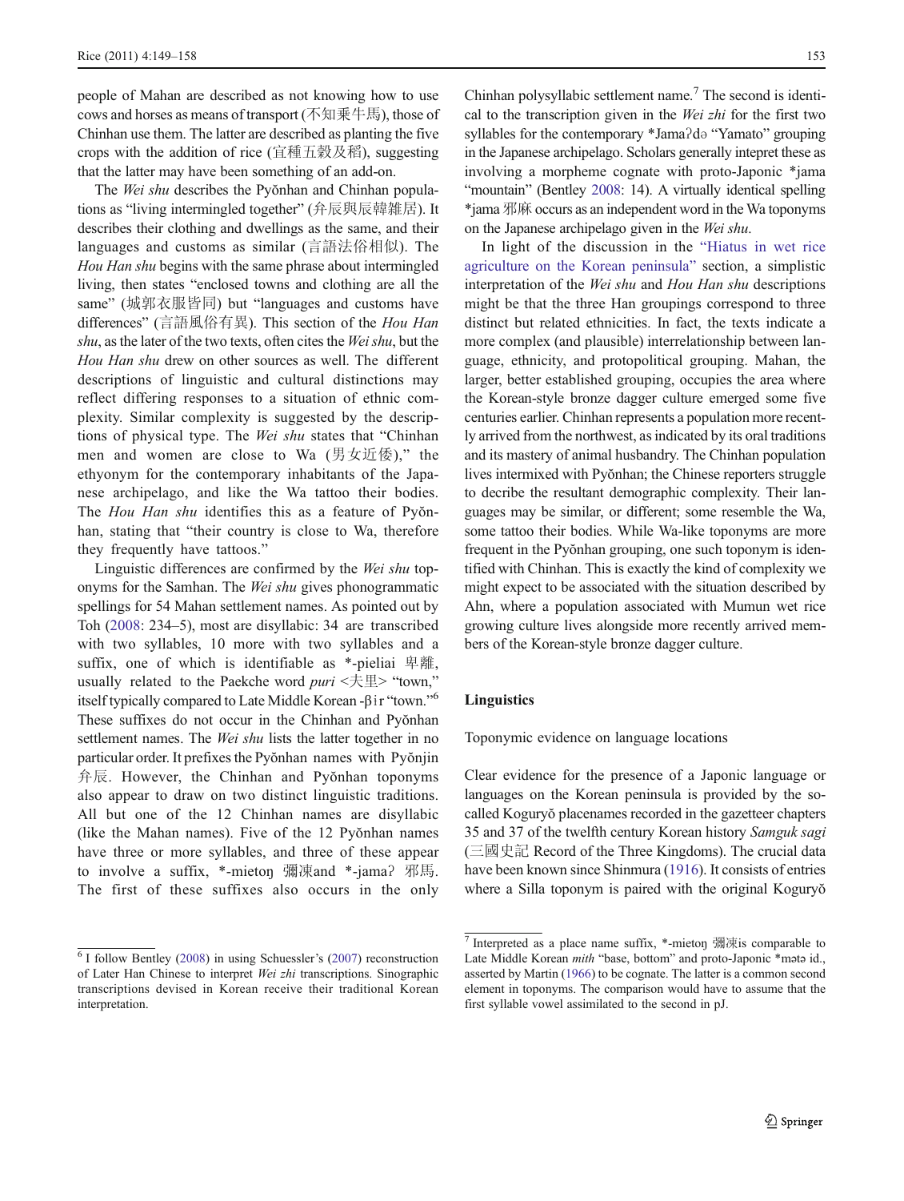people of Mahan are described as not knowing how to use cows and horses as means of transport (不知乘牛馬), those of Chinhan use them. The latter are described as planting the five crops with the addition of rice (宜種五穀及稻), suggesting that the latter may have been something of an add-on.

The *Wei shu* describes the Pyŏnhan and Chinhan populations as "living intermingled together" (弁辰與辰韓雜居). It describes their clothing and dwellings as the same, and their languages and customs as similar (言語法俗相似). The *Hou Han shu* begins with the same phrase about intermingled living, then states "enclosed towns and clothing are all the same" (城郭衣服皆同) but "languages and customs have differences" (言語風俗有異). This section of the *Hou Han shu*, as the later of the two texts, often cites the *Wei shu*, but the *Hou Han shu* drew on other sources as well. The different descriptions of linguistic and cultural distinctions may reflect differing responses to a situation of ethnic complexity. Similar complexity is suggested by the descriptions of physical type. The *Wei shu* states that "Chinhan men and women are close to Wa (男女近倭)," the ethyonym for the contemporary inhabitants of the Japanese archipelago, and like the Wa tattoo their bodies. The *Hou Han shu* identifies this as a feature of Pyŏnhan, stating that "their country is close to Wa, therefore they frequently have tattoos."

Linguistic differences are confirmed by the *Wei shu* toponyms for the Samhan. The *Wei shu* gives phonogrammatic spellings for 54 Mahan settlement names. As pointed out by Toh (2008: 234–5), most are disyllabic: 34 are transcribed with two syllables, 10 more with two syllables and a suffix, one of which is identifiable as *-pieliai 卑離, usually related to the Paekche word *puri* <夫里> "town," itself typically compared to Late Middle Korean -βɨr "town."[6] These suffixes do not occur in the Chinhan and Pyŏnhan settlement names. The *Wei shu* lists the latter together in no particular order. It prefixes the Pyŏnhan names with Pyŏnjin 弁辰. However, the Chinhan and Pyŏnhan toponyms also appear to draw on two distinct linguistic traditions. All but one of the 12 Chinhan names are disyllabic (like the Mahan names). Five of the 12 Pyŏnhan names have three or more syllables, and three of these appear to involve a suffix, *-mietoŋ 彌凍and *-jamaʔ 邪馬. The first of these suffixes also occurs in the only Chinhan polysyllabic settlement name.[7] The second is identical to the transcription given in the *Wei zhi* for the first two syllables for the contemporary *Jamaʔdə "Yamato" grouping in the Japanese archipelago. Scholars generally intepret these as involving a morpheme cognate with proto-Japonic *jama "mountain" (Bentley 2008: 14). A virtually identical spelling *jama 邪麻 occurs as an independent word in the Wa toponyms on the Japanese archipelago given in the *Wei shu*.

In light of the discussion in the "Hiatus in wet rice agriculture on the Korean peninsula" section, a simplistic interpretation of the *Wei shu* and *Hou Han shu* descriptions might be that the three Han groupings correspond to three distinct but related ethnicities. In fact, the texts indicate a more complex (and plausible) interrelationship between language, ethnicity, and protopolitical grouping. Mahan, the larger, better established grouping, occupies the area where the Korean-style bronze dagger culture emerged some five centuries earlier. Chinhan represents a population more recently arrived from the northwest, as indicated by its oral traditions and its mastery of animal husbandry. The Chinhan population lives intermixed with Pyŏnhan; the Chinese reporters struggle to decribe the resultant demographic complexity. Their languages may be similar, or different; some resemble the Wa, some tattoo their bodies. While Wa-like toponyms are more frequent in the Pyŏnhan grouping, one such toponym is identified with Chinhan. This is exactly the kind of complexity we might expect to be associated with the situation described by Ahn, where a population associated with Mumun wet rice growing culture lives alongside more recently arrived members of the Korean-style bronze dagger culture.

## Linguistics

### Toponymic evidence on language locations

Clear evidence for the presence of a Japonic language or languages on the Korean peninsula is provided by the so-called Koguryŏ placenames recorded in the gazetteer chapters 35 and 37 of the twelfth century Korean history *Samguk sagi* (三國史記 Record of the Three Kingdoms). The crucial data have been known since Shinmura (1916). It consists of entries where a Silla toponym is paired with the original Koguryŏ

---

[6] I follow Bentley (2008) in using Schuessler's (2007) reconstruction of Later Han Chinese to interpret *Wei zhi* transcriptions. Sinographic transcriptions devised in Korean receive their traditional Korean interpretation.

[7] Interpreted as a place name suffix, *-mietoŋ 彌凍is comparable to Late Middle Korean *mith* "base, bottom" and proto-Japonic *mətə id., asserted by Martin (1966) to be cognate. The latter is a common second element in toponyms. The comparison would have to assume that the first syllable vowel assimilated to the second in pJ.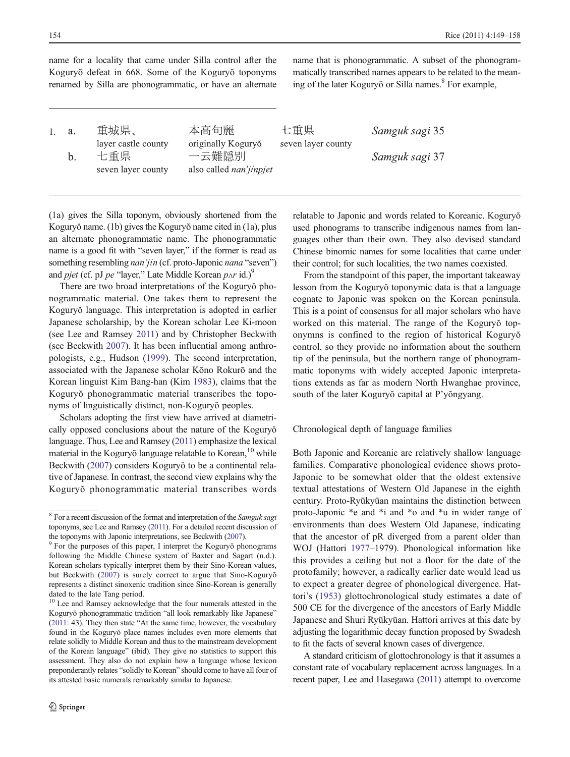name for a locality that came under Silla control after the Koguryŏ defeat in 668. Some of the Koguryŏ toponyms renamed by Silla are phonogrammatic, or have an alternate name that is phonogrammatic. A subset of the phonogrammatically transcribed names appears to be related to the meaning of the later Koguryŏ or Silla names.[8] For example,

| | | | | | |
|---|---|---|---|---|---|
| 1. | a. | 重城県、<br>layer castle county | 本高句麗<br>originally Koguryŏ | 七重県<br>seven layer county | *Samguk sagi* 35 |
| | b. | 七重県<br>seven layer county | 一云難隠別<br>also called *nan'jinpjet* | | *Samguk sagi* 37 |

(1a) gives the Silla toponym, obviously shortened from the Koguryŏ name. (1b) gives the Koguryŏ name cited in (1a), plus an alternate phonogrammatic name. The phonogrammatic name is a good fit with "seven layer," if the former is read as something resembling *nan'jin* (cf. proto-Japonic *nana* "seven") and *pjet* (cf. pJ *pe* "layer," Late Middle Korean *pʌr* id.)[9]

There are two broad interpretations of the Koguryŏ phonogrammatic material. One takes them to represent the Koguryŏ language. This interpretation is adopted in earlier Japanese scholarship, by the Korean scholar Lee Ki-moon (see Lee and Ramsey 2011) and by Christopher Beckwith (see Beckwith 2007). It has been influential among anthropologists, e.g., Hudson (1999). The second interpretation, associated with the Japanese scholar Kōno Rokurō and the Korean linguist Kim Bang-han (Kim 1983), claims that the Koguryŏ phonogrammatic material transcribes the toponyms of linguistically distinct, non-Koguryŏ peoples.

Scholars adopting the first view have arrived at diametrically opposed conclusions about the nature of the Koguryŏ language. Thus, Lee and Ramsey (2011) emphasize the lexical material in the Koguryŏ language relatable to Korean,[10] while Beckwith (2007) considers Koguryŏ to be a continental relative of Japanese. In contrast, the second view explains why the Koguryŏ phonogrammatic material transcribes words relatable to Japonic and words related to Koreanic. Koguryŏ used phonograms to transcribe indigenous names from languages other than their own. They also devised standard Chinese binomic names for some localities that came under their control; for such localities, the two names coexisted.

From the standpoint of this paper, the important takeaway lesson from the Koguryŏ toponymic data is that a language cognate to Japonic was spoken on the Korean peninsula. This is a point of consensus for all major scholars who have worked on this material. The range of the Koguryŏ toponymns is confined to the region of historical Koguryŏ control, so they provide no information about the southern tip of the peninsula, but the northern range of phonogrammatic toponyms with widely accepted Japonic interpretations extends as far as modern North Hwanghae province, south of the later Koguryŏ capital at P'yŏngyang.

## Chronological depth of language families

Both Japonic and Koreanic are relatively shallow language families. Comparative phonological evidence shows proto-Japonic to be somewhat older that the oldest extensive textual attestations of Western Old Japanese in the eighth century. Proto-Ryūkyūan maintains the distinction between proto-Japonic *e and *i and *o and *u in wider range of environments than does Western Old Japanese, indicating that the ancestor of pR diverged from a parent older than WOJ (Hattori 1977–1979). Phonological information like this provides a ceiling but not a floor for the date of the protofamily; however, a radically earlier date would lead us to expect a greater degree of phonological divergence. Hattori's (1953) glottochronological study estimates a date of 500 CE for the divergence of the ancestors of Early Middle Japanese and Shuri Ryūkyūan. Hattori arrives at this date by adjusting the logarithmic decay function proposed by Swadesh to fit the facts of several known cases of divergence.

A standard criticism of glottochronology is that it assumes a constant rate of vocabulary replacement across languages. In a recent paper, Lee and Hasegawa (2011) attempt to overcome

---

[8] For a recent discussion of the format and interpretation of the *Samguk sagi* toponyms, see Lee and Ramsey (2011). For a detailed recent discussion of the toponyms with Japonic interpretations, see Beckwith (2007).

[9] For the purposes of this paper, I interpret the Koguryŏ phonograms following the Middle Chinese system of Baxter and Sagart (n.d.). Korean scholars typically interpret them by their Sino-Korean values, but Beckwith (2007) is surely correct to argue that Sino-Koguryŏ represents a distinct sinoxenic tradition since Sino-Korean is generally dated to the late Tang period.

[10] Lee and Ramsey acknowledge that the four numerals attested in the Koguryŏ phonogrammatic tradition "all look remarkably like Japanese" (2011: 43). They then state "At the same time, however, the vocabulary found in the Koguryŏ place names includes even more elements that relate solidly to Middle Korean and thus to the mainstream development of the Korean language" (ibid). They give no statistics to support this assessment. They also do not explain how a language whose lexicon preponderantly relates "solidly to Korean" should come to have all four of its attested basic numerals remarkably similar to Japanese.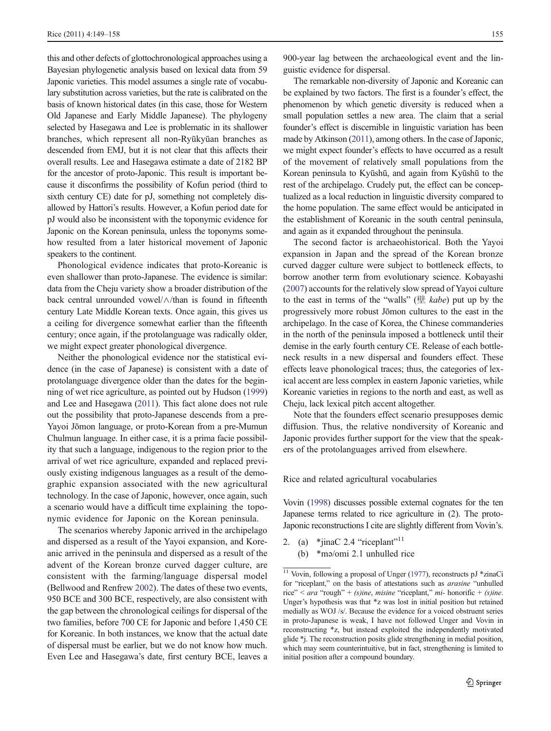this and other defects of glottochronological approaches using a Bayesian phylogenetic analysis based on lexical data from 59 Japonic varieties. This model assumes a single rate of vocabulary substitution across varieties, but the rate is calibrated on the basis of known historical dates (in this case, those for Western Old Japanese and Early Middle Japanese). The phylogeny selected by Hasegawa and Lee is problematic in its shallower branches, which represent all non-Ryūkyūan branches as descended from EMJ, but it is not clear that this affects their overall results. Lee and Hasegawa estimate a date of 2182 BP for the ancestor of proto-Japonic. This result is important because it disconfirms the possibility of Kofun period (third to sixth century CE) date for pJ, something not completely disallowed by Hattori's results. However, a Kofun period date for pJ would also be inconsistent with the toponymic evidence for Japonic on the Korean peninsula, unless the toponyms somehow resulted from a later historical movement of Japonic speakers to the continent.

Phonological evidence indicates that proto-Koreanic is even shallower than proto-Japanese. The evidence is similar: data from the Cheju variety show a broader distribution of the back central unrounded vowel/∧/than is found in fifteenth century Late Middle Korean texts. Once again, this gives us a ceiling for divergence somewhat earlier than the fifteenth century; once again, if the protolanguage was radically older, we might expect greater phonological divergence.

Neither the phonological evidence nor the statistical evidence (in the case of Japanese) is consistent with a date of protolanguage divergence older than the dates for the beginning of wet rice agriculture, as pointed out by Hudson (1999) and Lee and Hasegawa (2011). This fact alone does not rule out the possibility that proto-Japanese descends from a pre-Yayoi Jōmon language, or proto-Korean from a pre-Mumun Chulmun language. In either case, it is a prima facie possibility that such a language, indigenous to the region prior to the arrival of wet rice agriculture, expanded and replaced previously existing indigenous languages as a result of the demographic expansion associated with the new agricultural technology. In the case of Japonic, however, once again, such a scenario would have a difficult time explaining the toponymic evidence for Japonic on the Korean peninsula.

The scenarios whereby Japonic arrived in the archipelago and dispersed as a result of the Yayoi expansion, and Koreanic arrived in the peninsula and dispersed as a result of the advent of the Korean bronze curved dagger culture, are consistent with the farming/language dispersal model (Bellwood and Renfrew 2002). The dates of these two events, 950 BCE and 300 BCE, respectively, are also consistent with the gap between the chronological ceilings for dispersal of the two families, before 700 CE for Japonic and before 1,450 CE for Koreanic. In both instances, we know that the actual date of dispersal must be earlier, but we do not know how much. Even Lee and Hasegawa's date, first century BCE, leaves a 900-year lag between the archaeological event and the linguistic evidence for dispersal.

The remarkable non-diversity of Japonic and Koreanic can be explained by two factors. The first is a founder's effect, the phenomenon by which genetic diversity is reduced when a small population settles a new area. The claim that a serial founder's effect is discernible in linguistic variation has been made by Atkinson (2011), among others. In the case of Japonic, we might expect founder's effects to have occurred as a result of the movement of relatively small populations from the Korean peninsula to Kyūshū, and again from Kyūshū to the rest of the archipelago. Crudely put, the effect can be conceptualized as a local reduction in linguistic diversity compared to the home population. The same effect would be anticipated in the establishment of Koreanic in the south central peninsula, and again as it expanded throughout the peninsula.

The second factor is archaeohistorical. Both the Yayoi expansion in Japan and the spread of the Korean bronze curved dagger culture were subject to bottleneck effects, to borrow another term from evolutionary science. Kobayashi (2007) accounts for the relatively slow spread of Yayoi culture to the east in terms of the "walls" (壁 *kabe*) put up by the progressively more robust Jōmon cultures to the east in the archipelago. In the case of Korea, the Chinese commanderies in the north of the peninsula imposed a bottleneck until their demise in the early fourth century CE. Release of each bottleneck results in a new dispersal and founders effect. These effects leave phonological traces; thus, the categories of lexical accent are less complex in eastern Japonic varieties, while Koreanic varieties in regions to the north and east, as well as Cheju, lack lexical pitch accent altogether.

Note that the founders effect scenario presupposes demic diffusion. Thus, the relative nondiversity of Koreanic and Japonic provides further support for the view that the speakers of the protolanguages arrived from elsewhere.

## Rice and related agricultural vocabularies

Vovin (1998) discusses possible external cognates for the ten Japanese terms related to rice agriculture in (2). The proto-Japonic reconstructions I cite are slightly different from Vovin's.

2. (a) *jinaC 2.4 "riceplant"[11]
   (b) *mə/omi 2.1 unhulled rice

[11] Vovin, following a proposal of Unger (1977), reconstructs pJ *zinaCi for "riceplant," on the basis of attestations such as *arasine* "unhulled rice" < *ara* "rough" + *(s)ine*, *misine* "riceplant," *mi-* honorific + *(s)ine*. Unger's hypothesis was that *z was lost in initial position but retained medially as WOJ /s/. Because the evidence for a voiced obstruent series in proto-Japanese is weak, I have not followed Unger and Vovin in reconstructing *z, but instead exploited the independently motivated glide *j. The reconstruction posits glide strengthening in medial position, which may seem counterintuitive, but in fact, strengthening is limited to initial position after a compound boundary.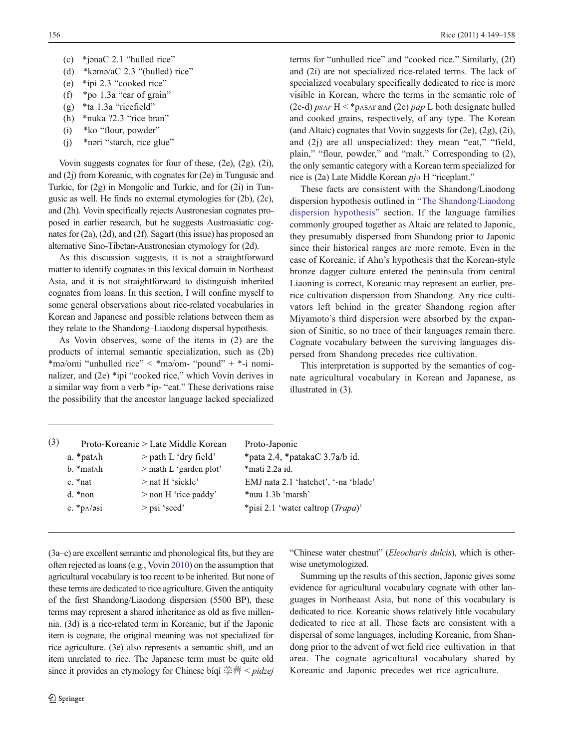(c) *jənaC 2.1 "hulled rice"
(d) *kəmə/aC 2.3 "(hulled) rice"
(e) *ipi 2.3 "cooked rice"
(f) *po 1.3a "ear of grain"
(g) *ta 1.3a "ricefield"
(h) *nuka ?2.3 "rice bran"
(i) *ko "flour, powder"
(j) *nəri "starch, rice glue"

Vovin suggests cognates for four of these, (2e), (2g), (2i), and (2j) from Koreanic, with cognates for (2e) in Tungusic and Turkic, for (2g) in Mongolic and Turkic, and for (2i) in Tungusic as well. He finds no external etymologies for (2b), (2c), and (2h). Vovin specifically rejects Austronesian cognates proposed in earlier research, but he suggests Austroasiatic cognates for (2a), (2d), and (2f). Sagart (this issue) has proposed an alternative Sino-Tibetan-Austronesian etymology for (2d).

As this discussion suggests, it is not a straightforward matter to identify cognates in this lexical domain in Northeast Asia, and it is not straightforward to distinguish inherited cognates from loans. In this section, I will confine myself to some general observations about rice-related vocabularies in Korean and Japanese and possible relations between them as they relate to the Shandong–Liaodong dispersal hypothesis.

As Vovin observes, some of the items in (2) are the products of internal semantic specialization, such as (2b) *mə/omi "unhulled rice" < *mə/om- "pound" + *-i nominalizer, and (2e) *ipi "cooked rice," which Vovin derives in a similar way from a verb *ip- "eat." These derivations raise the possibility that the ancestor language lacked specialized terms for "unhulled rice" and "cooked rice." Similarly, (2f) and (2i) are not specialized rice-related terms. The lack of specialized vocabulary specifically dedicated to rice is more visible in Korean, where the terms in the semantic role of (2c-d) *psʌr* H < *pʌsʌr and (2e) *pap* L both designate hulled and cooked grains, respectively, of any type. The Korean (and Altaic) cognates that Vovin suggests for (2e), (2g), (2i), and (2j) are all unspecialized: they mean "eat," "field, plain," "flour, powder," and "malt." Corresponding to (2), the only semantic category with a Korean term specialized for rice is (2a) Late Middle Korean *pjə* H "riceplant."

These facts are consistent with the Shandong/Liaodong dispersion hypothesis outlined in "The Shandong/Liaodong dispersion hypothesis" section. If the language families commonly grouped together as Altaic are related to Japonic, they presumably dispersed from Shandong prior to Japonic since their historical ranges are more remote. Even in the case of Koreanic, if Ahn's hypothesis that the Korean-style bronze dagger culture entered the peninsula from central Liaoning is correct, Koreanic may represent an earlier, pre-rice cultivation dispersion from Shandong. Any rice cultivators left behind in the greater Shandong region after Miyamoto's third dispersion were absorbed by the expansion of Sinitic, so no trace of their languages remain there. Cognate vocabulary between the surviving languages dispersed from Shandong precedes rice cultivation.

This interpretation is supported by the semantics of cognate agricultural vocabulary in Korean and Japanese, as illustrated in (3).

| (3) | Proto-Koreanic > Late Middle Korean | | Proto-Japonic |
|---|---|---|---|
| a. | *patʌh | > path L 'dry field' | *pata 2.4, *patakaC 3.7a/b id. |
| b. | *matʌh | > math L 'garden plot' | *mati 2.2a id. |
| c. | *nat | > nat H 'sickle' | EMJ nata 2.1 'hatchet', '-na 'blade' |
| d. | *non | > non H 'rice paddy' | *nuu 1.3b 'marsh' |
| e. | *pʌ/əsi | > psi 'seed' | *pisi 2.1 'water caltrop (*Trapa*)' |

(3a–c) are excellent semantic and phonological fits, but they are often rejected as loans (e.g., Vovin 2010) on the assumption that agricultural vocabulary is too recent to be inherited. But none of these terms are dedicated to rice agriculture. Given the antiquity of the first Shandong/Liaodong dispersion (5500 BP), these terms may represent a shared inheritance as old as five millennia. (3d) is a rice-related term in Koreanic, but if the Japonic item is cognate, the original meaning was not specialized for rice agriculture. (3e) also represents a semantic shift, and an item unrelated to rice. The Japanese term must be quite old since it provides an etymology for Chinese bíqí 荸薺 < *pidzej* "Chinese water chestnut" (*Eleocharis dulcis*), which is otherwise unetymologized.

Summing up the results of this section, Japonic gives some evidence for agricultural vocabulary cognate with other languages in Northeaast Asia, but none of this vocabulary is dedicated to rice. Koreanic shows relatively little vocabulary dedicated to rice at all. These facts are consistent with a dispersal of some languages, including Koreanic, from Shandong prior to the advent of wet field rice cultivation in that area. The cognate agricultural vocabulary shared by Koreanic and Japonic precedes wet rice agriculture.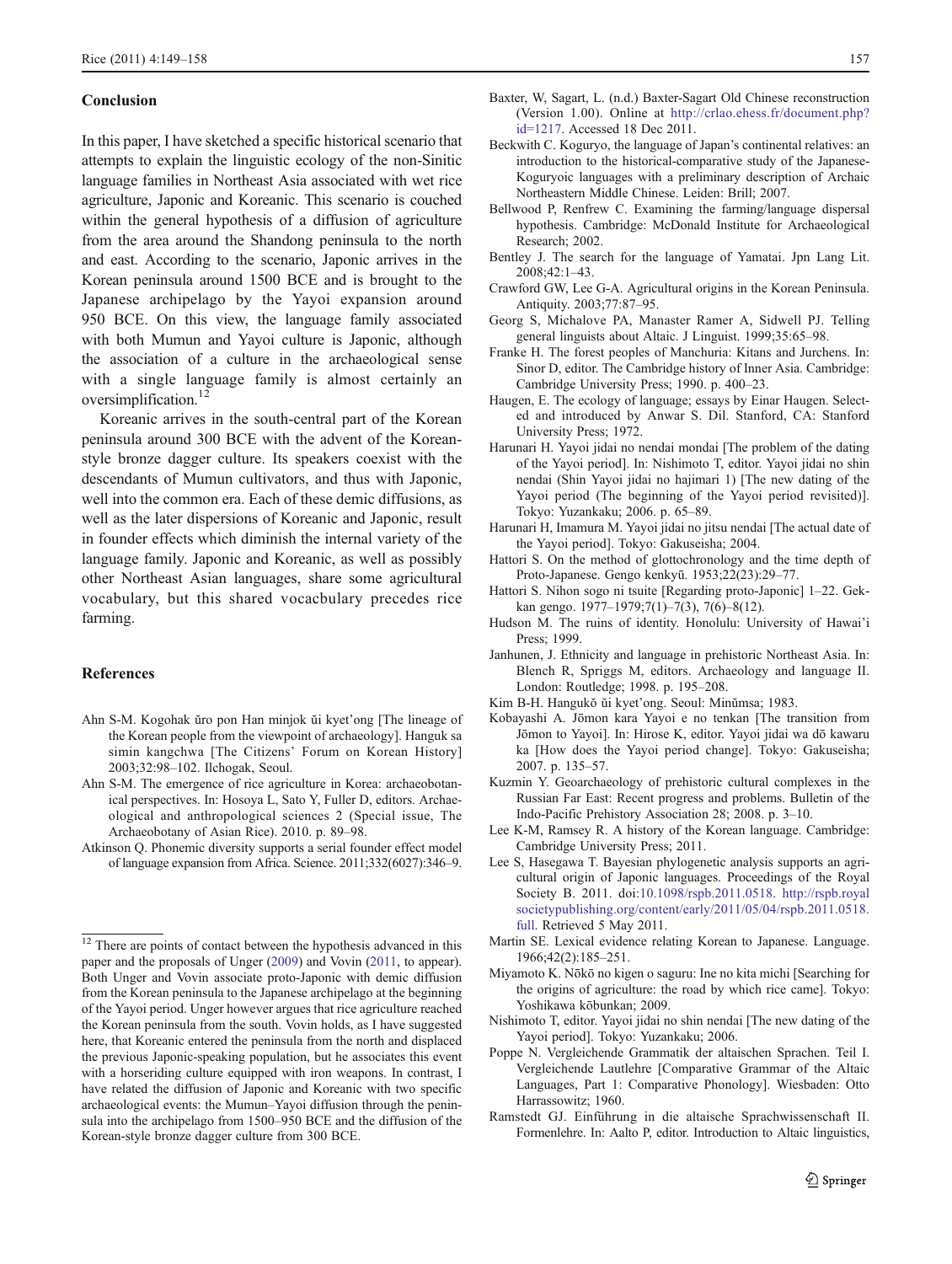## Conclusion

In this paper, I have sketched a specific historical scenario that attempts to explain the linguistic ecology of the non-Sinitic language families in Northeast Asia associated with wet rice agriculture, Japonic and Koreanic. This scenario is couched within the general hypothesis of a diffusion of agriculture from the area around the Shandong peninsula to the north and east. According to the scenario, Japonic arrives in the Korean peninsula around 1500 BCE and is brought to the Japanese archipelago by the Yayoi expansion around 950 BCE. On this view, the language family associated with both Mumun and Yayoi culture is Japonic, although the association of a culture in the archaeological sense with a single language family is almost certainly an oversimplification.[12]

Koreanic arrives in the south-central part of the Korean peninsula around 300 BCE with the advent of the Korean-style bronze dagger culture. Its speakers coexist with the descendants of Mumun cultivators, and thus with Japonic, well into the common era. Each of these demic diffusions, as well as the later dispersions of Koreanic and Japonic, result in founder effects which diminish the internal variety of the language family. Japonic and Koreanic, as well as possibly other Northeast Asian languages, share some agricultural vocabulary, but this shared vocacbulary precedes rice farming.

[12] There are points of contact between the hypothesis advanced in this paper and the proposals of Unger (2009) and Vovin (2011, to appear). Both Unger and Vovin associate proto-Japonic with demic diffusion from the Korean peninsula to the Japanese archipelago at the beginning of the Yayoi period. Unger however argues that rice agriculture reached the Korean peninsula from the south. Vovin holds, as I have suggested here, that Koreanic entered the peninsula from the north and displaced the previous Japonic-speaking population, but he associates this event with a horseriding culture equipped with iron weapons. In contrast, I have related the diffusion of Japonic and Koreanic with two specific archaeological events: the Mumun–Yayoi diffusion through the peninsula into the archipelago from 1500–950 BCE and the diffusion of the Korean-style bronze dagger culture from 300 BCE.

## References

Ahn S-M. Kogohak ŭro pon Han minjok ŭi kyet'ong [The lineage of the Korean people from the viewpoint of archaeology]. Hanguk sa simin kangchwa [The Citizens' Forum on Korean History] 2003;32:98–102. Ilchogak, Seoul.

Ahn S-M. The emergence of rice agriculture in Korea: archaeobotanical perspectives. In: Hosoya L, Sato Y, Fuller D, editors. Archaeological and anthropological sciences 2 (Special issue, The Archaeobotany of Asian Rice). 2010. p. 89–98.

Atkinson Q. Phonemic diversity supports a serial founder effect model of language expansion from Africa. Science. 2011;332(6027):346–9.

Baxter, W, Sagart, L. (n.d.) Baxter-Sagart Old Chinese reconstruction (Version 1.00). Online at http://crlao.ehess.fr/document.php?id=1217. Accessed 18 Dec 2011.

Beckwith C. Koguryo, the language of Japan's continental relatives: an introduction to the historical-comparative study of the Japanese-Koguryoic languages with a preliminary description of Archaic Northeastern Middle Chinese. Leiden: Brill; 2007.

Bellwood P, Renfrew C. Examining the farming/language dispersal hypothesis. Cambridge: McDonald Institute for Archaeological Research; 2002.

Bentley J. The search for the language of Yamatai. Jpn Lang Lit. 2008;42:1–43.

Crawford GW, Lee G-A. Agricultural origins in the Korean Peninsula. Antiquity. 2003;77:87–95.

Georg S, Michalove PA, Manaster Ramer A, Sidwell PJ. Telling general linguists about Altaic. J Linguist. 1999;35:65–98.

Franke H. The forest peoples of Manchuria: Kitans and Jurchens. In: Sinor D, editor. The Cambridge history of Inner Asia. Cambridge: Cambridge University Press; 1990. p. 400–23.

Haugen, E. The ecology of language; essays by Einar Haugen. Selected and introduced by Anwar S. Dil. Stanford, CA: Stanford University Press; 1972.

Harunari H. Yayoi jidai no nendai mondai [The problem of the dating of the Yayoi period]. In: Nishimoto T, editor. Yayoi jidai no shin nendai (Shin Yayoi jidai no hajimari 1) [The new dating of the Yayoi period (The beginning of the Yayoi period revisited)]. Tokyo: Yuzankaku; 2006. p. 65–89.

Harunari H, Imamura M. Yayoi jidai no jitsu nendai [The actual date of the Yayoi period]. Tokyo: Gakuseisha; 2004.

Hattori S. On the method of glottochronology and the time depth of Proto-Japanese. Gengo kenkyū. 1953;22(23):29–77.

Hattori S. Nihon sogo ni tsuite [Regarding proto-Japonic] 1–22. Gekkan gengo. 1977–1979;7(1)–7(3), 7(6)–8(12).

Hudson M. The ruins of identity. Honolulu: University of Hawai'i Press; 1999.

Janhunen, J. Ethnicity and language in prehistoric Northeast Asia. In: Blench R, Spriggs M, editors. Archaeology and language II. London: Routledge; 1998. p. 195–208.

Kim B-H. Hangukŏ ŭi kyet'ong. Seoul: Minŭmsa; 1983.

Kobayashi A. Jōmon kara Yayoi e no tenkan [The transition from Jōmon to Yayoi]. In: Hirose K, editor. Yayoi jidai wa dō kawaru ka [How does the Yayoi period change]. Tokyo: Gakuseisha; 2007. p. 135–57.

Kuzmin Y. Geoarchaeology of prehistoric cultural complexes in the Russian Far East: Recent progress and problems. Bulletin of the Indo-Pacific Prehistory Association 28; 2008. p. 3–10.

Lee K-M, Ramsey R. A history of the Korean language. Cambridge: Cambridge University Press; 2011.

Lee S, Hasegawa T. Bayesian phylogenetic analysis supports an agricultural origin of Japonic languages. Proceedings of the Royal Society B. 2011. doi:10.1098/rspb.2011.0518. http://rspb.royalsocietypublishing.org/content/early/2011/05/04/rspb.2011.0518.full. Retrieved 5 May 2011.

Martin SE. Lexical evidence relating Korean to Japanese. Language. 1966;42(2):185–251.

Miyamoto K. Nōkō no kigen o saguru: Ine no kita michi [Searching for the origins of agriculture: the road by which rice came]. Tokyo: Yoshikawa kōbunkan; 2009.

Nishimoto T, editor. Yayoi jidai no shin nendai [The new dating of the Yayoi period]. Tokyo: Yuzankaku; 2006.

Poppe N. Vergleichende Grammatik der altaischen Sprachen. Teil I. Vergleichende Lautlehre [Comparative Grammar of the Altaic Languages, Part 1: Comparative Phonology]. Wiesbaden: Otto Harrassowitz; 1960.

Ramstedt GJ. Einführung in die altaische Sprachwissenschaft II. Formenlehre. In: Aalto P, editor. Introduction to Altaic linguistics,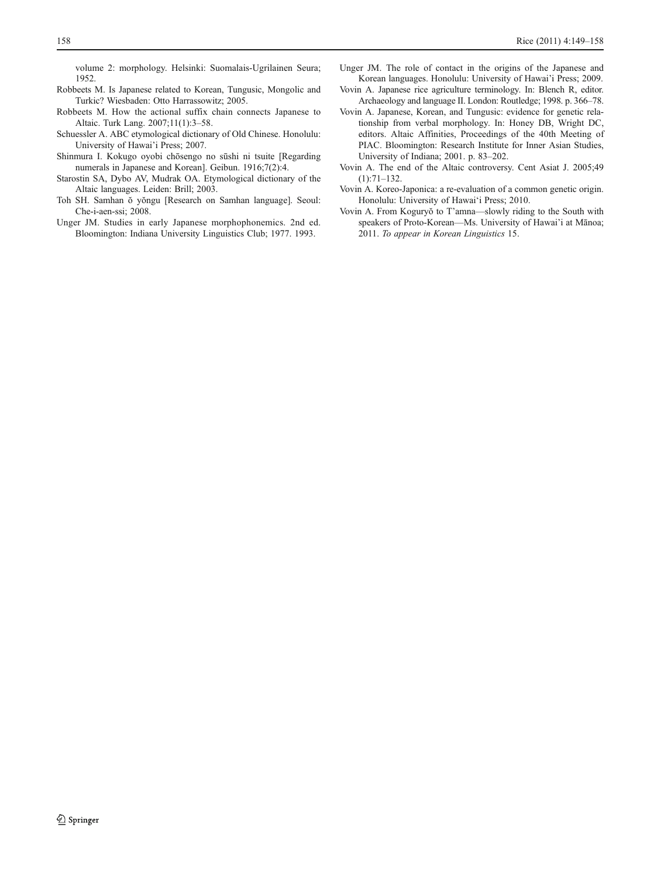volume 2: morphology. Helsinki: Suomalais-Ugrilainen Seura; 1952.

Robbeets M. Is Japanese related to Korean, Tungusic, Mongolic and Turkic? Wiesbaden: Otto Harrassowitz; 2005.

Robbeets M. How the actional suffix chain connects Japanese to Altaic. Turk Lang. 2007;11(1):3–58.

Schuessler A. ABC etymological dictionary of Old Chinese. Honolulu: University of Hawai'i Press; 2007.

Shinmura I. Kokugo oyobi chōsengo no sūshi ni tsuite [Regarding numerals in Japanese and Korean]. Geibun. 1916;7(2):4.

Starostin SA, Dybo AV, Mudrak OA. Etymological dictionary of the Altaic languages. Leiden: Brill; 2003.

Toh SH. Samhan ŏ yŏngu [Research on Samhan language]. Seoul: Che-i-aen-ssi; 2008.

Unger JM. Studies in early Japanese morphophonemics. 2nd ed. Bloomington: Indiana University Linguistics Club; 1977. 1993.

Unger JM. The role of contact in the origins of the Japanese and Korean languages. Honolulu: University of Hawai'i Press; 2009.

Vovin A. Japanese rice agriculture terminology. In: Blench R, editor. Archaeology and language II. London: Routledge; 1998. p. 366–78.

Vovin A. Japanese, Korean, and Tungusic: evidence for genetic relationship from verbal morphology. In: Honey DB, Wright DC, editors. Altaic Affinities, Proceedings of the 40th Meeting of PIAC. Bloomington: Research Institute for Inner Asian Studies, University of Indiana; 2001. p. 83–202.

Vovin A. The end of the Altaic controversy. Cent Asiat J. 2005;49 (1):71–132.

Vovin A. Koreo-Japonica: a re-evaluation of a common genetic origin. Honolulu: University of Hawai'i Press; 2010.

Vovin A. From Koguryŏ to T'amna—slowly riding to the South with speakers of Proto-Korean—Ms. University of Hawai'i at Mānoa; 2011. *To appear in Korean Linguistics* 15.